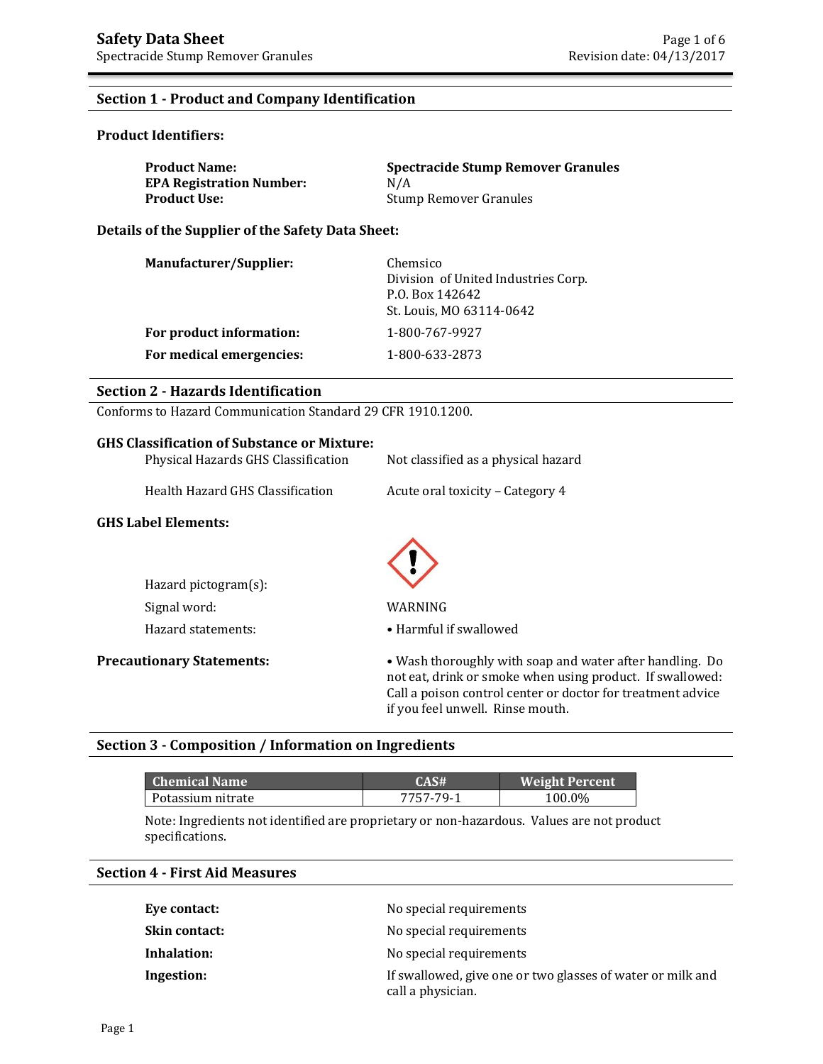# Safety Data Sheet

Spectracide Stump Remover Granules

Revision date: 04/13/2017

## Section 1 - Product and Company Identification

### Product Identifiers:

| | |
|---|---|
| **Product Name:** | **Spectracide Stump Remover Granules** |
| **EPA Registration Number:** | N/A |
| **Product Use:** | Stump Remover Granules |

### Details of the Supplier of the Safety Data Sheet:

| | |
|---|---|
| **Manufacturer/Supplier:** | Chemsico<br>Division of United Industries Corp.<br>P.O. Box 142642<br>St. Louis, MO 63114-0642 |
| **For product information:** | 1-800-767-9927 |
| **For medical emergencies:** | 1-800-633-2873 |

## Section 2 - Hazards Identification

Conforms to Hazard Communication Standard 29 CFR 1910.1200.

### GHS Classification of Substance or Mixture:

| | |
|---|---|
| Physical Hazards GHS Classification | Not classified as a physical hazard |
| Health Hazard GHS Classification | Acute oral toxicity – Category 4 |

### GHS Label Elements:

| | |
|---|---|
| Hazard pictogram(s): | |
| Signal word: | WARNING |
| Hazard statements: | • Harmful if swallowed |

**Precautionary Statements:**

• Wash thoroughly with soap and water after handling. Do not eat, drink or smoke when using product. If swallowed: Call a poison control center or doctor for treatment advice if you feel unwell. Rinse mouth.

## Section 3 - Composition / Information on Ingredients

| Chemical Name | CAS# | Weight Percent |
|---|---|---|
| Potassium nitrate | 7757-79-1 | 100.0% |

Note: Ingredients not identified are proprietary or non-hazardous. Values are not product specifications.

## Section 4 - First Aid Measures

| | |
|---|---|
| **Eye contact:** | No special requirements |
| **Skin contact:** | No special requirements |
| **Inhalation:** | No special requirements |
| **Ingestion:** | If swallowed, give one or two glasses of water or milk and call a physician. |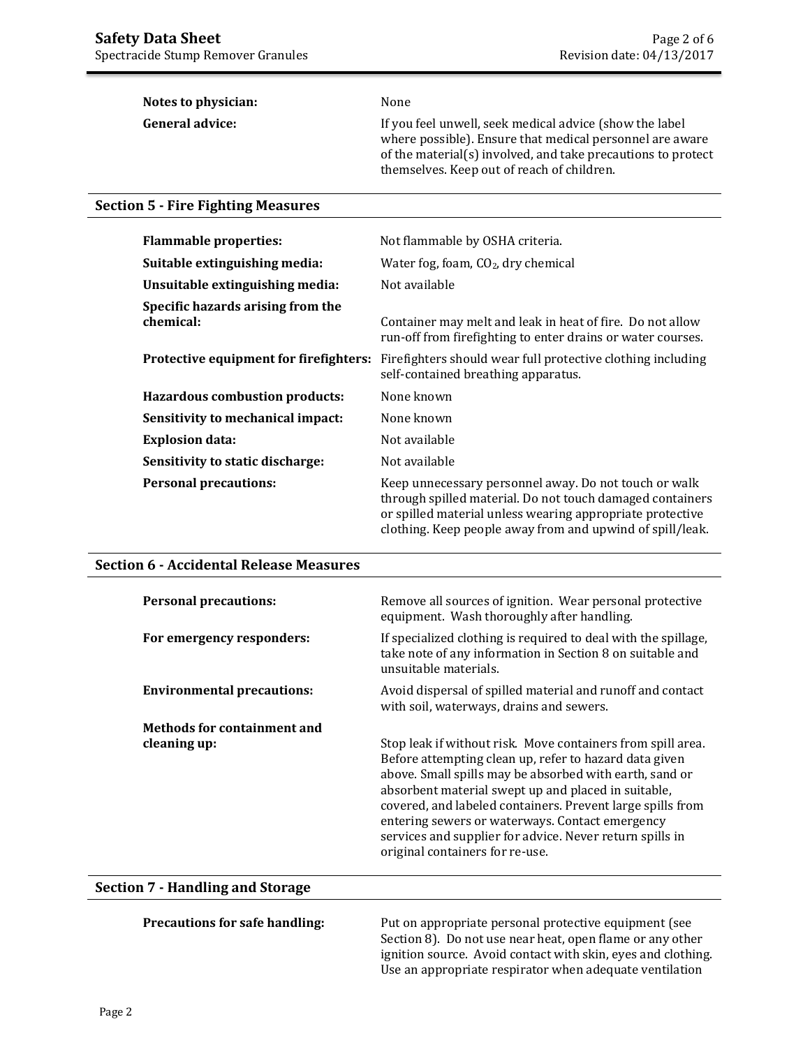**Notes to physician:** None

**General advice:** If you feel unwell, seek medical advice (show the label where possible). Ensure that medical personnel are aware of the material(s) involved, and take precautions to protect themselves. Keep out of reach of children.

## Section 5 - Fire Fighting Measures

**Flammable properties:** Not flammable by OSHA criteria.

**Suitable extinguishing media:** Water fog, foam, $CO_2$, dry chemical

**Unsuitable extinguishing media:** Not available

**Specific hazards arising from the chemical:** Container may melt and leak in heat of fire. Do not allow run-off from firefighting to enter drains or water courses.

**Protective equipment for firefighters:** Firefighters should wear full protective clothing including self-contained breathing apparatus.

**Hazardous combustion products:** None known

**Sensitivity to mechanical impact:** None known

**Explosion data:** Not available

**Sensitivity to static discharge:** Not available

**Personal precautions:** Keep unnecessary personnel away. Do not touch or walk through spilled material. Do not touch damaged containers or spilled material unless wearing appropriate protective clothing. Keep people away from and upwind of spill/leak.

## Section 6 - Accidental Release Measures

**Personal precautions:** Remove all sources of ignition. Wear personal protective equipment. Wash thoroughly after handling.

**For emergency responders:** If specialized clothing is required to deal with the spillage, take note of any information in Section 8 on suitable and unsuitable materials.

**Environmental precautions:** Avoid dispersal of spilled material and runoff and contact with soil, waterways, drains and sewers.

**Methods for containment and cleaning up:** Stop leak if without risk. Move containers from spill area. Before attempting clean up, refer to hazard data given above. Small spills may be absorbed with earth, sand or absorbent material swept up and placed in suitable, covered, and labeled containers. Prevent large spills from entering sewers or waterways. Contact emergency services and supplier for advice. Never return spills in original containers for re-use.

## Section 7 - Handling and Storage

**Precautions for safe handling:** Put on appropriate personal protective equipment (see Section 8). Do not use near heat, open flame or any other ignition source. Avoid contact with skin, eyes and clothing. Use an appropriate respirator when adequate ventilation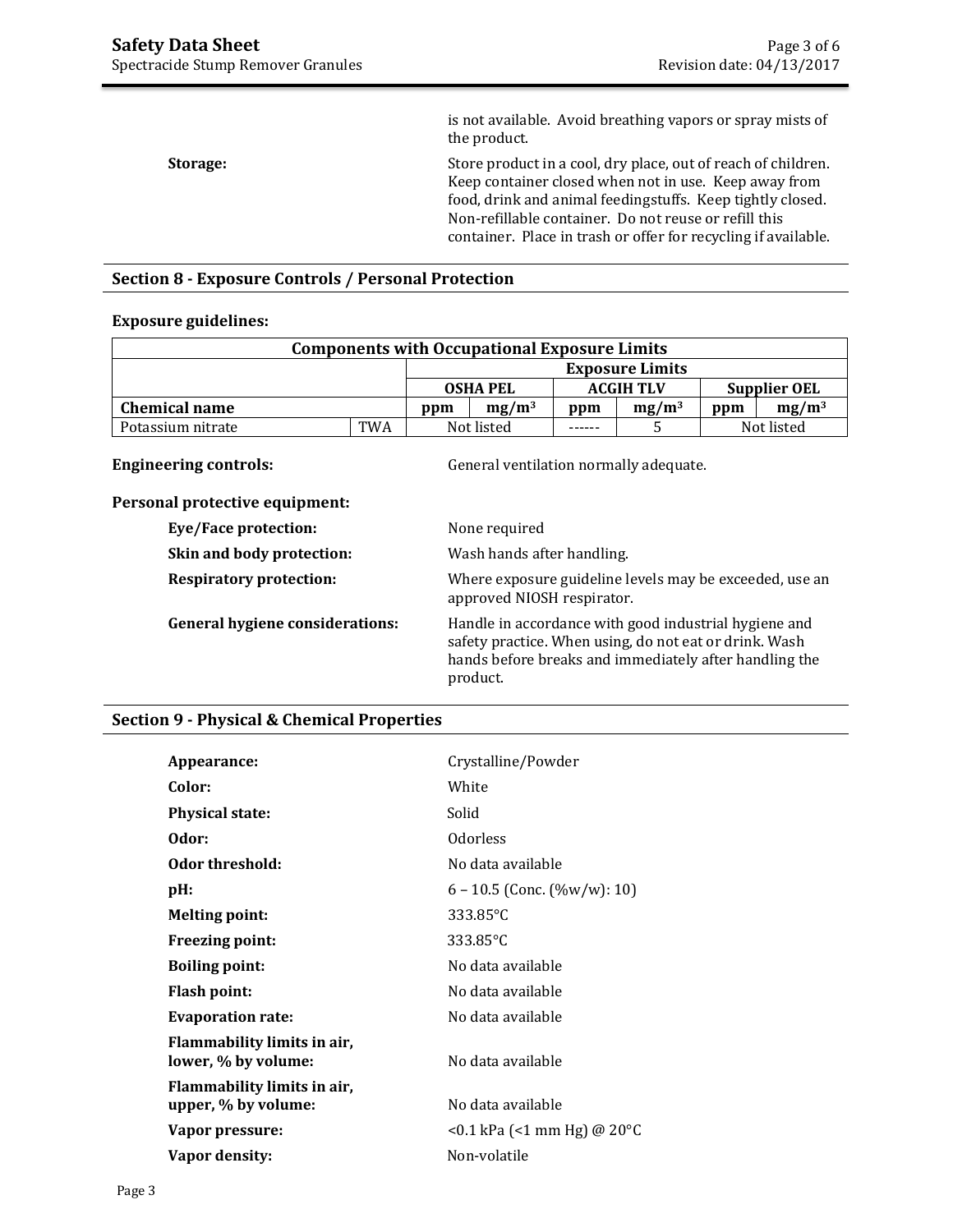| | |
|---|---|
| | is not available. Avoid breathing vapors or spray mists of the product. |
| **Storage:** | Store product in a cool, dry place, out of reach of children. Keep container closed when not in use. Keep away from food, drink and animal feedingstuffs. Keep tightly closed. Non-refillable container. Do not reuse or refill this container. Place in trash or offer for recycling if available. |

## Section 8 - Exposure Controls / Personal Protection

**Exposure guidelines:**

| Components with Occupational Exposure Limits | | | | | | | |
|---|---|---|---|---|---|---|---|
| | | Exposure Limits | | | | | |
| | | OSHA PEL | | ACGIH TLV | | Supplier OEL | |
| **Chemical name** | | **ppm** | **$mg/m^3$** | **ppm** | **$mg/m^3$** | **ppm** | **$mg/m^3$** |
| Potassium nitrate | TWA | Not listed | | ------ | 5 | Not listed | |

| | |
|---|---|
| **Engineering controls:** | General ventilation normally adequate. |

**Personal protective equipment:**

| | |
|---|---|
| **Eye/Face protection:** | None required |
| **Skin and body protection:** | Wash hands after handling. |
| **Respiratory protection:** | Where exposure guideline levels may be exceeded, use an approved NIOSH respirator. |
| **General hygiene considerations:** | Handle in accordance with good industrial hygiene and safety practice. When using, do not eat or drink. Wash hands before breaks and immediately after handling the product. |

## Section 9 - Physical & Chemical Properties

| | |
|---|---|
| **Appearance:** | Crystalline/Powder |
| **Color:** | White |
| **Physical state:** | Solid |
| **Odor:** | Odorless |
| **Odor threshold:** | No data available |
| **pH:** | 6 – 10.5 (Conc. (%w/w): 10) |
| **Melting point:** | 333.85°C |
| **Freezing point:** | 333.85°C |
| **Boiling point:** | No data available |
| **Flash point:** | No data available |
| **Evaporation rate:** | No data available |
| **Flammability limits in air, lower, % by volume:** | No data available |
| **Flammability limits in air, upper, % by volume:** | No data available |
| **Vapor pressure:** | <0.1 kPa (<1 mm Hg) @ 20°C |
| **Vapor density:** | Non-volatile |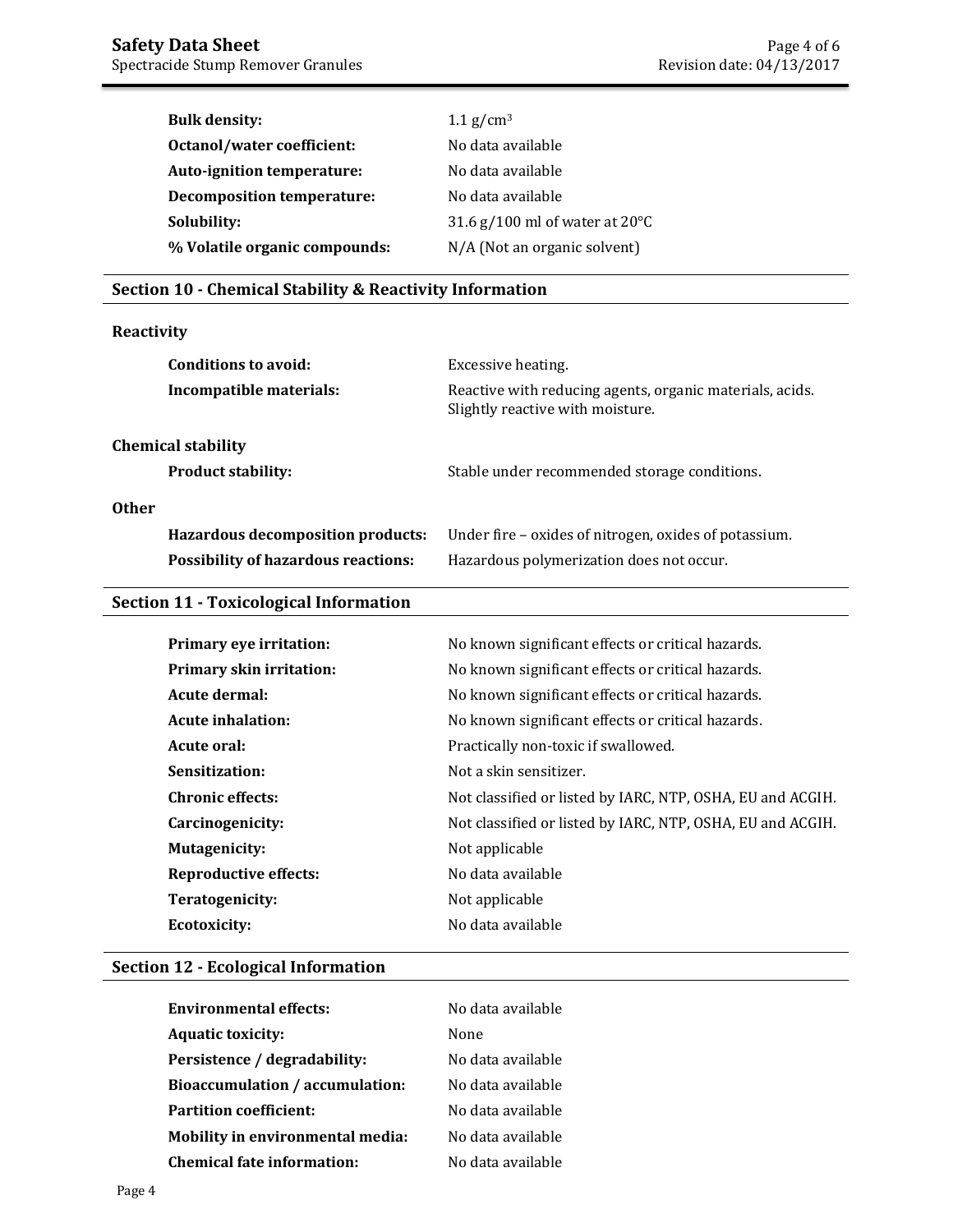| | |
|---|---|
| **Bulk density:** | 1.1 g/cm$^3$ |
| **Octanol/water coefficient:** | No data available |
| **Auto-ignition temperature:** | No data available |
| **Decomposition temperature:** | No data available |
| **Solubility:** | 31.6 g/100 ml of water at 20°C |
| **% Volatile organic compounds:** | N/A (Not an organic solvent) |

## Section 10 - Chemical Stability & Reactivity Information

### Reactivity

| | |
|---|---|
| **Conditions to avoid:** | Excessive heating. |
| **Incompatible materials:** | Reactive with reducing agents, organic materials, acids. Slightly reactive with moisture. |

### Chemical stability

| | |
|---|---|
| **Product stability:** | Stable under recommended storage conditions. |

### Other

| | |
|---|---|
| **Hazardous decomposition products:** | Under fire – oxides of nitrogen, oxides of potassium. |
| **Possibility of hazardous reactions:** | Hazardous polymerization does not occur. |

## Section 11 - Toxicological Information

| | |
|---|---|
| **Primary eye irritation:** | No known significant effects or critical hazards. |
| **Primary skin irritation:** | No known significant effects or critical hazards. |
| **Acute dermal:** | No known significant effects or critical hazards. |
| **Acute inhalation:** | No known significant effects or critical hazards. |
| **Acute oral:** | Practically non-toxic if swallowed. |
| **Sensitization:** | Not a skin sensitizer. |
| **Chronic effects:** | Not classified or listed by IARC, NTP, OSHA, EU and ACGIH. |
| **Carcinogenicity:** | Not classified or listed by IARC, NTP, OSHA, EU and ACGIH. |
| **Mutagenicity:** | Not applicable |
| **Reproductive effects:** | No data available |
| **Teratogenicity:** | Not applicable |
| **Ecotoxicity:** | No data available |

## Section 12 - Ecological Information

| | |
|---|---|
| **Environmental effects:** | No data available |
| **Aquatic toxicity:** | None |
| **Persistence / degradability:** | No data available |
| **Bioaccumulation / accumulation:** | No data available |
| **Partition coefficient:** | No data available |
| **Mobility in environmental media:** | No data available |
| **Chemical fate information:** | No data available |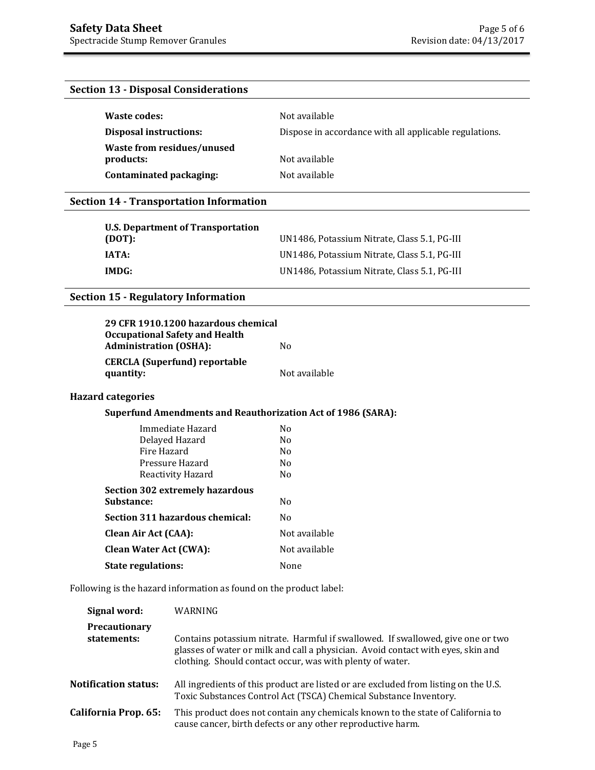## Section 13 - Disposal Considerations

| | |
|---|---|
| **Waste codes:** | Not available |
| **Disposal instructions:** | Dispose in accordance with all applicable regulations. |
| **Waste from residues/unused products:** | Not available |
| **Contaminated packaging:** | Not available |

## Section 14 - Transportation Information

| | |
|---|---|
| **U.S. Department of Transportation (DOT):** | UN1486, Potassium Nitrate, Class 5.1, PG-III |
| **IATA:** | UN1486, Potassium Nitrate, Class 5.1, PG-III |
| **IMDG:** | UN1486, Potassium Nitrate, Class 5.1, PG-III |

## Section 15 - Regulatory Information

| | |
|---|---|
| **29 CFR 1910.1200 hazardous chemical Occupational Safety and Health Administration (OSHA):** | No |
| **CERCLA (Superfund) reportable quantity:** | Not available |

### Hazard categories

**Superfund Amendments and Reauthorization Act of 1986 (SARA):**

| | |
|---|---|
| Immediate Hazard | No |
| Delayed Hazard | No |
| Fire Hazard | No |
| Pressure Hazard | No |
| Reactivity Hazard | No |

| | |
|---|---|
| **Section 302 extremely hazardous Substance:** | No |
| **Section 311 hazardous chemical:** | No |
| **Clean Air Act (CAA):** | Not available |
| **Clean Water Act (CWA):** | Not available |
| **State regulations:** | None |

Following is the hazard information as found on the product label:

| | |
|---|---|
| **Signal word:** | WARNING |
| **Precautionary statements:** | Contains potassium nitrate. Harmful if swallowed. If swallowed, give one or two glasses of water or milk and call a physician. Avoid contact with eyes, skin and clothing. Should contact occur, was with plenty of water. |
| **Notification status:** | All ingredients of this product are listed or are excluded from listing on the U.S. Toxic Substances Control Act (TSCA) Chemical Substance Inventory. |
| **California Prop. 65:** | This product does not contain any chemicals known to the state of California to cause cancer, birth defects or any other reproductive harm. |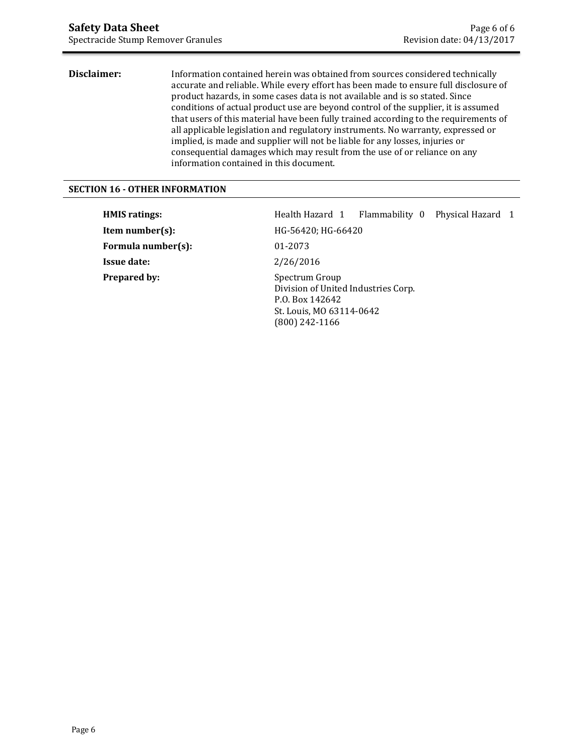**Disclaimer:** Information contained herein was obtained from sources considered technically accurate and reliable. While every effort has been made to ensure full disclosure of product hazards, in some cases data is not available and is so stated. Since conditions of actual product use are beyond control of the supplier, it is assumed that users of this material have been fully trained according to the requirements of all applicable legislation and regulatory instruments. No warranty, expressed or implied, is made and supplier will not be liable for any losses, injuries or consequential damages which may result from the use of or reliance on any information contained in this document.

## SECTION 16 - OTHER INFORMATION

**HMIS ratings:** Health Hazard 1 Flammability 0 Physical Hazard 1

**Item number(s):** HG-56420; HG-66420

**Formula number(s):** 01-2073

**Issue date:** 2/26/2016

**Prepared by:** Spectrum Group
Division of United Industries Corp.
P.O. Box 142642
St. Louis, MO 63114-0642
(800) 242-1166